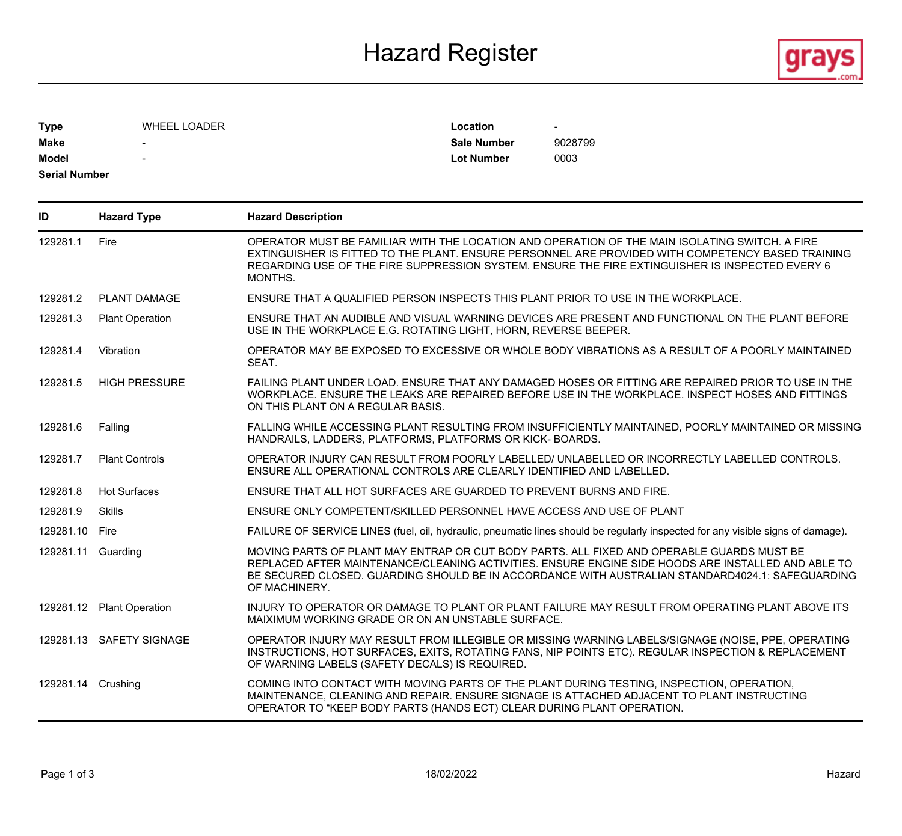# Hazard Register

| | | | |
|---|---|---|---|
| **Type** | WHEEL LOADER | **Location** | - |
| **Make** | - | **Sale Number** | 9028799 |
| **Model** | - | **Lot Number** | 0003 |
| **Serial Number** | | | |

| ID | Hazard Type | Hazard Description |
|---|---|---|
| 129281.1 | Fire | OPERATOR MUST BE FAMILIAR WITH THE LOCATION AND OPERATION OF THE MAIN ISOLATING SWITCH. A FIRE EXTINGUISHER IS FITTED TO THE PLANT. ENSURE PERSONNEL ARE PROVIDED WITH COMPETENCY BASED TRAINING REGARDING USE OF THE FIRE SUPPRESSION SYSTEM. ENSURE THE FIRE EXTINGUISHER IS INSPECTED EVERY 6 MONTHS. |
| 129281.2 | PLANT DAMAGE | ENSURE THAT A QUALIFIED PERSON INSPECTS THIS PLANT PRIOR TO USE IN THE WORKPLACE. |
| 129281.3 | Plant Operation | ENSURE THAT AN AUDIBLE AND VISUAL WARNING DEVICES ARE PRESENT AND FUNCTIONAL ON THE PLANT BEFORE USE IN THE WORKPLACE E.G. ROTATING LIGHT, HORN, REVERSE BEEPER. |
| 129281.4 | Vibration | OPERATOR MAY BE EXPOSED TO EXCESSIVE OR WHOLE BODY VIBRATIONS AS A RESULT OF A POORLY MAINTAINED SEAT. |
| 129281.5 | HIGH PRESSURE | FAILING PLANT UNDER LOAD. ENSURE THAT ANY DAMAGED HOSES OR FITTING ARE REPAIRED PRIOR TO USE IN THE WORKPLACE. ENSURE THE LEAKS ARE REPAIRED BEFORE USE IN THE WORKPLACE. INSPECT HOSES AND FITTINGS ON THIS PLANT ON A REGULAR BASIS. |
| 129281.6 | Falling | FALLING WHILE ACCESSING PLANT RESULTING FROM INSUFFICIENTLY MAINTAINED, POORLY MAINTAINED OR MISSING HANDRAILS, LADDERS, PLATFORMS, PLATFORMS OR KICK- BOARDS. |
| 129281.7 | Plant Controls | OPERATOR INJURY CAN RESULT FROM POORLY LABELLED/ UNLABELLED OR INCORRECTLY LABELLED CONTROLS. ENSURE ALL OPERATIONAL CONTROLS ARE CLEARLY IDENTIFIED AND LABELLED. |
| 129281.8 | Hot Surfaces | ENSURE THAT ALL HOT SURFACES ARE GUARDED TO PREVENT BURNS AND FIRE. |
| 129281.9 | Skills | ENSURE ONLY COMPETENT/SKILLED PERSONNEL HAVE ACCESS AND USE OF PLANT |
| 129281.10 | Fire | FAILURE OF SERVICE LINES (fuel, oil, hydraulic, pneumatic lines should be regularly inspected for any visible signs of damage). |
| 129281.11 | Guarding | MOVING PARTS OF PLANT MAY ENTRAP OR CUT BODY PARTS. ALL FIXED AND OPERABLE GUARDS MUST BE REPLACED AFTER MAINTENANCE/CLEANING ACTIVITIES. ENSURE ENGINE SIDE HOODS ARE INSTALLED AND ABLE TO BE SECURED CLOSED. GUARDING SHOULD BE IN ACCORDANCE WITH AUSTRALIAN STANDARD4024.1: SAFEGUARDING OF MACHINERY. |
| 129281.12 | Plant Operation | INJURY TO OPERATOR OR DAMAGE TO PLANT OR PLANT FAILURE MAY RESULT FROM OPERATING PLANT ABOVE ITS MAIXIMUM WORKING GRADE OR ON AN UNSTABLE SURFACE. |
| 129281.13 | SAFETY SIGNAGE | OPERATOR INJURY MAY RESULT FROM ILLEGIBLE OR MISSING WARNING LABELS/SIGNAGE (NOISE, PPE, OPERATING INSTRUCTIONS, HOT SURFACES, EXITS, ROTATING FANS, NIP POINTS ETC). REGULAR INSPECTION & REPLACEMENT OF WARNING LABELS (SAFETY DECALS) IS REQUIRED. |
| 129281.14 | Crushing | COMING INTO CONTACT WITH MOVING PARTS OF THE PLANT DURING TESTING, INSPECTION, OPERATION, MAINTENANCE, CLEANING AND REPAIR. ENSURE SIGNAGE IS ATTACHED ADJACENT TO PLANT INSTRUCTING OPERATOR TO "KEEP BODY PARTS (HANDS ECT) CLEAR DURING PLANT OPERATION. |

18/02/2022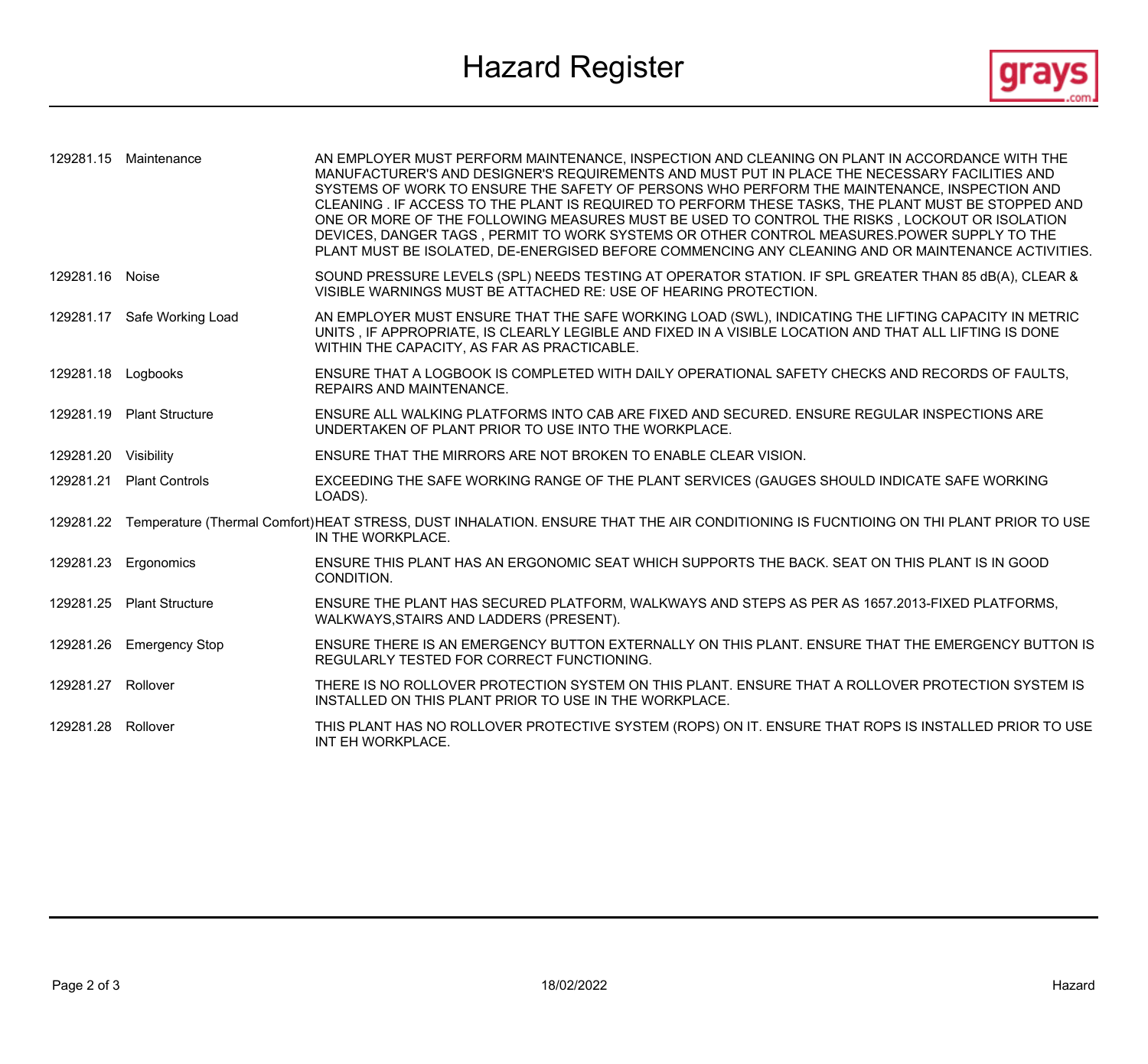# Hazard Register

| | | |
|---|---|---|
| 129281.15 | Maintenance | AN EMPLOYER MUST PERFORM MAINTENANCE, INSPECTION AND CLEANING ON PLANT IN ACCORDANCE WITH THE MANUFACTURER'S AND DESIGNER'S REQUIREMENTS AND MUST PUT IN PLACE THE NECESSARY FACILITIES AND SYSTEMS OF WORK TO ENSURE THE SAFETY OF PERSONS WHO PERFORM THE MAINTENANCE, INSPECTION AND CLEANING . IF ACCESS TO THE PLANT IS REQUIRED TO PERFORM THESE TASKS, THE PLANT MUST BE STOPPED AND ONE OR MORE OF THE FOLLOWING MEASURES MUST BE USED TO CONTROL THE RISKS , LOCKOUT OR ISOLATION DEVICES, DANGER TAGS , PERMIT TO WORK SYSTEMS OR OTHER CONTROL MEASURES.POWER SUPPLY TO THE PLANT MUST BE ISOLATED, DE-ENERGISED BEFORE COMMENCING ANY CLEANING AND OR MAINTENANCE ACTIVITIES. |
| 129281.16 | Noise | SOUND PRESSURE LEVELS (SPL) NEEDS TESTING AT OPERATOR STATION. IF SPL GREATER THAN 85 dB(A), CLEAR & VISIBLE WARNINGS MUST BE ATTACHED RE: USE OF HEARING PROTECTION. |
| 129281.17 | Safe Working Load | AN EMPLOYER MUST ENSURE THAT THE SAFE WORKING LOAD (SWL), INDICATING THE LIFTING CAPACITY IN METRIC UNITS , IF APPROPRIATE, IS CLEARLY LEGIBLE AND FIXED IN A VISIBLE LOCATION AND THAT ALL LIFTING IS DONE WITHIN THE CAPACITY, AS FAR AS PRACTICABLE. |
| 129281.18 | Logbooks | ENSURE THAT A LOGBOOK IS COMPLETED WITH DAILY OPERATIONAL SAFETY CHECKS AND RECORDS OF FAULTS, REPAIRS AND MAINTENANCE. |
| 129281.19 | Plant Structure | ENSURE ALL WALKING PLATFORMS INTO CAB ARE FIXED AND SECURED. ENSURE REGULAR INSPECTIONS ARE UNDERTAKEN OF PLANT PRIOR TO USE INTO THE WORKPLACE. |
| 129281.20 | Visibility | ENSURE THAT THE MIRRORS ARE NOT BROKEN TO ENABLE CLEAR VISION. |
| 129281.21 | Plant Controls | EXCEEDING THE SAFE WORKING RANGE OF THE PLANT SERVICES (GAUGES SHOULD INDICATE SAFE WORKING LOADS). |
| 129281.22 | Temperature (Thermal Comfort) | HEAT STRESS, DUST INHALATION. ENSURE THAT THE AIR CONDITIONING IS FUCNTIOING ON THI PLANT PRIOR TO USE IN THE WORKPLACE. |
| 129281.23 | Ergonomics | ENSURE THIS PLANT HAS AN ERGONOMIC SEAT WHICH SUPPORTS THE BACK. SEAT ON THIS PLANT IS IN GOOD CONDITION. |
| 129281.25 | Plant Structure | ENSURE THE PLANT HAS SECURED PLATFORM, WALKWAYS AND STEPS AS PER AS 1657.2013-FIXED PLATFORMS, WALKWAYS,STAIRS AND LADDERS (PRESENT). |
| 129281.26 | Emergency Stop | ENSURE THERE IS AN EMERGENCY BUTTON EXTERNALLY ON THIS PLANT. ENSURE THAT THE EMERGENCY BUTTON IS REGULARLY TESTED FOR CORRECT FUNCTIONING. |
| 129281.27 | Rollover | THERE IS NO ROLLOVER PROTECTION SYSTEM ON THIS PLANT. ENSURE THAT A ROLLOVER PROTECTION SYSTEM IS INSTALLED ON THIS PLANT PRIOR TO USE IN THE WORKPLACE. |
| 129281.28 | Rollover | THIS PLANT HAS NO ROLLOVER PROTECTIVE SYSTEM (ROPS) ON IT. ENSURE THAT ROPS IS INSTALLED PRIOR TO USE INT EH WORKPLACE. |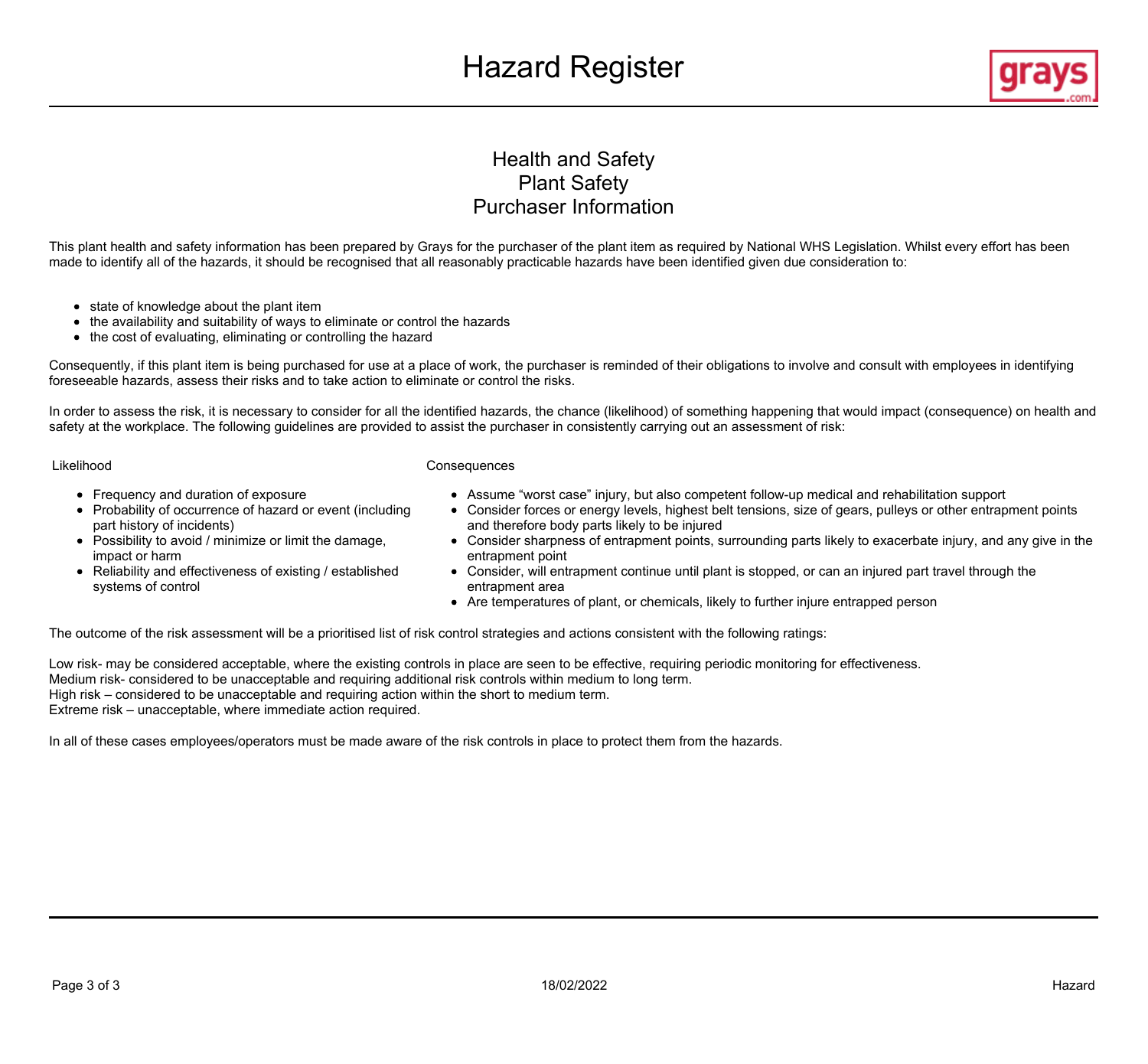# Hazard Register

## Health and Safety
## Plant Safety
## Purchaser Information

This plant health and safety information has been prepared by Grays for the purchaser of the plant item as required by National WHS Legislation. Whilst every effort has been made to identify all of the hazards, it should be recognised that all reasonably practicable hazards have been identified given due consideration to:

- state of knowledge about the plant item
- the availability and suitability of ways to eliminate or control the hazards
- the cost of evaluating, eliminating or controlling the hazard

Consequently, if this plant item is being purchased for use at a place of work, the purchaser is reminded of their obligations to involve and consult with employees in identifying foreseeable hazards, assess their risks and to take action to eliminate or control the risks.

In order to assess the risk, it is necessary to consider for all the identified hazards, the chance (likelihood) of something happening that would impact (consequence) on health and safety at the workplace. The following guidelines are provided to assist the purchaser in consistently carrying out an assessment of risk:

Likelihood

- Frequency and duration of exposure
- Probability of occurrence of hazard or event (including part history of incidents)
- Possibility to avoid / minimize or limit the damage, impact or harm
- Reliability and effectiveness of existing / established systems of control

Consequences

- Assume “worst case” injury, but also competent follow-up medical and rehabilitation support
- Consider forces or energy levels, highest belt tensions, size of gears, pulleys or other entrapment points and therefore body parts likely to be injured
- Consider sharpness of entrapment points, surrounding parts likely to exacerbate injury, and any give in the entrapment point
- Consider, will entrapment continue until plant is stopped, or can an injured part travel through the entrapment area
- Are temperatures of plant, or chemicals, likely to further injure entrapped person

The outcome of the risk assessment will be a prioritised list of risk control strategies and actions consistent with the following ratings:

Low risk- may be considered acceptable, where the existing controls in place are seen to be effective, requiring periodic monitoring for effectiveness.
Medium risk- considered to be unacceptable and requiring additional risk controls within medium to long term.
High risk – considered to be unacceptable and requiring action within the short to medium term.
Extreme risk – unacceptable, where immediate action required.

In all of these cases employees/operators must be made aware of the risk controls in place to protect them from the hazards.